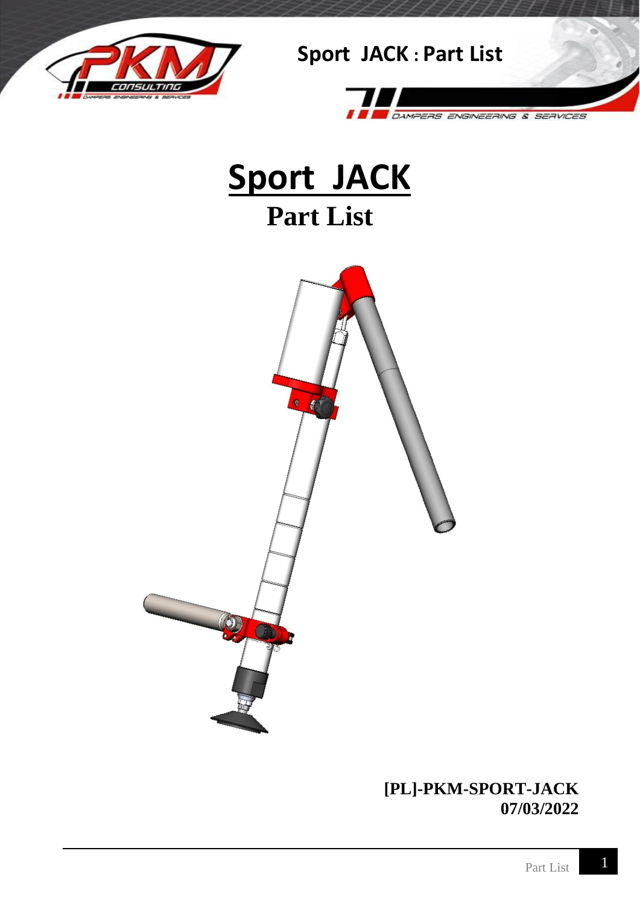# Sport JACK

## Part List

**[PL]-PKM-SPORT-JACK**
**07/03/2022**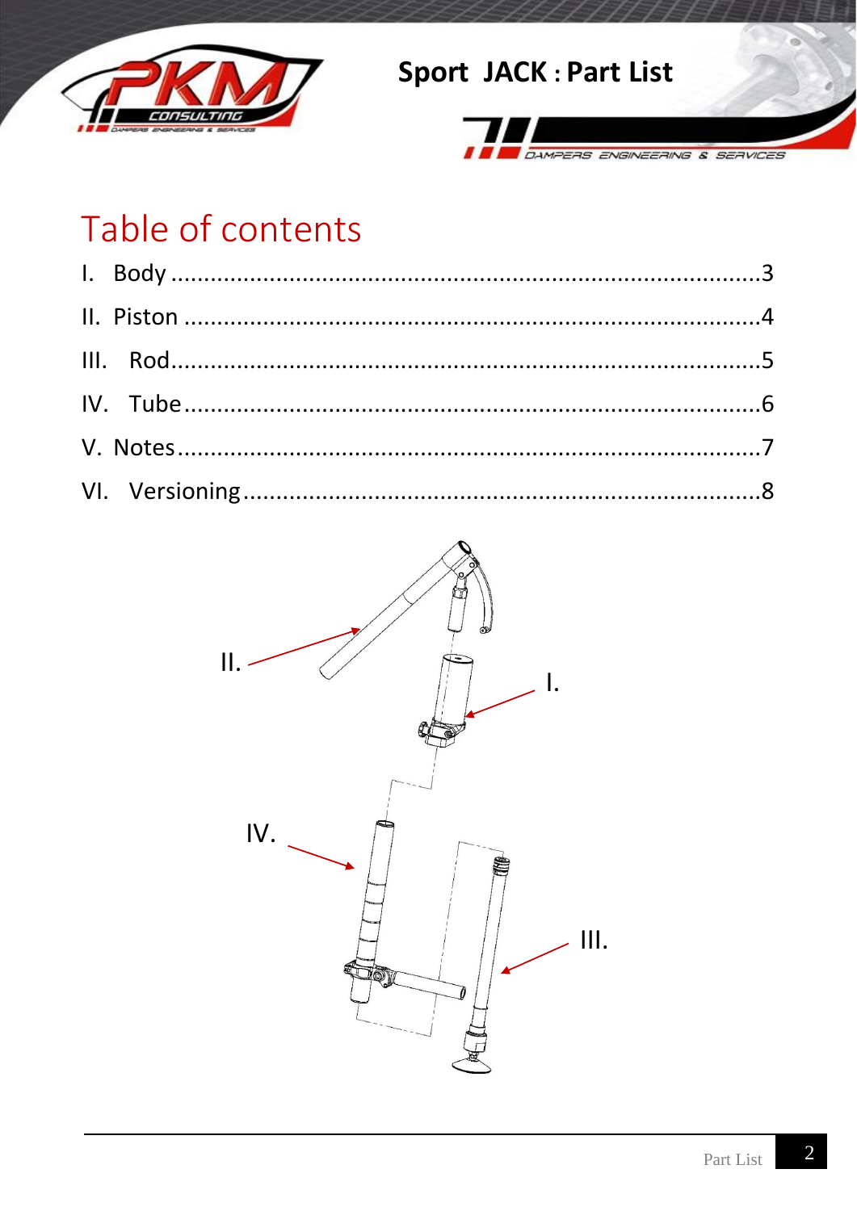# Table of contents

I. Body ....................................................................................3

II. Piston ..................................................................................4

III. Rod....................................................................................5

IV. Tube ....................................................................................6

V. Notes ....................................................................................7

VI. Versioning ..........................................................................8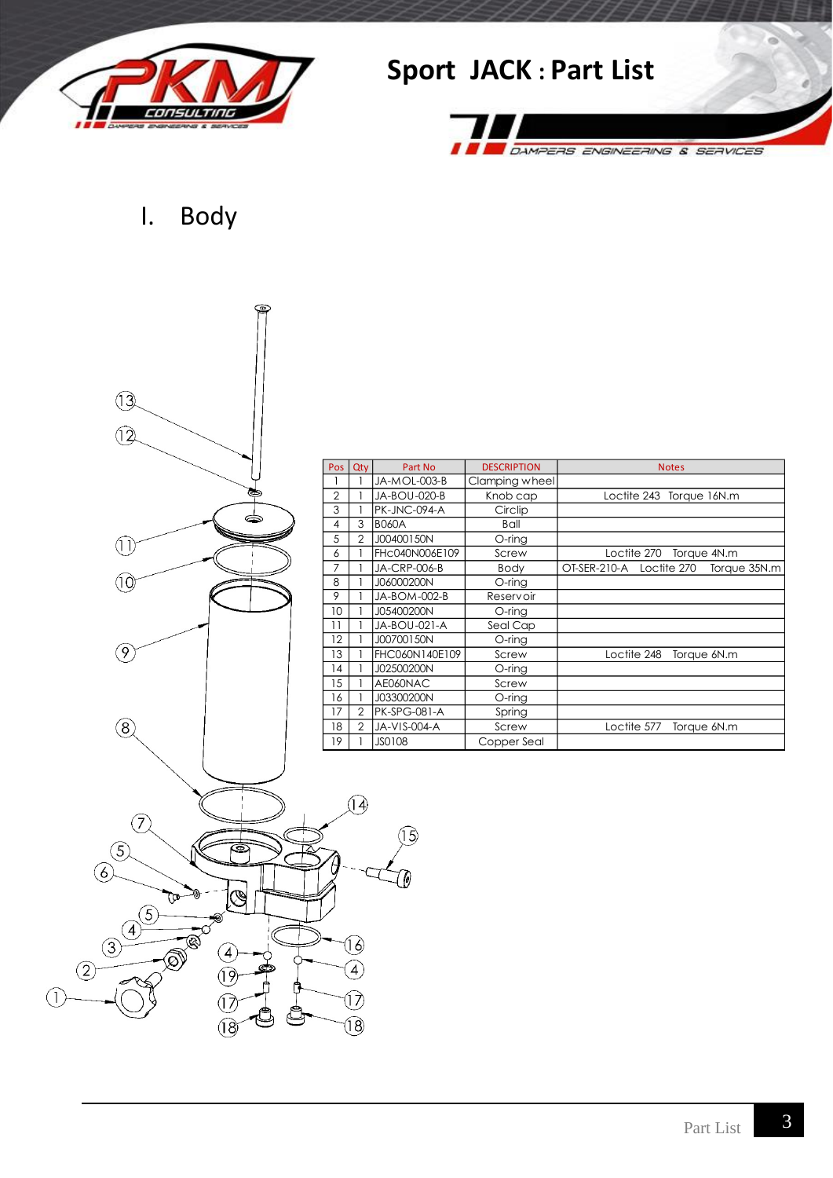# Sport JACK : Part List

## I. Body

| Pos | Qty | Part No | DESCRIPTION | Notes |
|---|---|---|---|---|
| 1 | 1 | JA-MOL-003-B | Clamping wheel | |
| 2 | 1 | JA-BOU-020-B | Knob cap | Loctite 243 Torque 16N.m |
| 3 | 1 | PK-JNC-094-A | Circlip | |
| 4 | 3 | B060A | Ball | |
| 5 | 2 | J00400150N | O-ring | |
| 6 | 1 | FHc040N006E109 | Screw | Loctite 270 Torque 4N.m |
| 7 | 1 | JA-CRP-006-B | Body | OT-SER-210-A Loctite 270 Torque 35N.m |
| 8 | 1 | J06000200N | O-ring | |
| 9 | 1 | JA-BOM-002-B | Reservoir | |
| 10 | 1 | J05400200N | O-ring | |
| 11 | 1 | JA-BOU-021-A | Seal Cap | |
| 12 | 1 | J00700150N | O-ring | |
| 13 | 1 | FHC060N140E109 | Screw | Loctite 248 Torque 6N.m |
| 14 | 1 | J02500200N | O-ring | |
| 15 | 1 | AE060NAC | Screw | |
| 16 | 1 | J03300200N | O-ring | |
| 17 | 2 | PK-SPG-081-A | Spring | |
| 18 | 2 | JA-VIS-004-A | Screw | Loctite 577 Torque 6N.m |
| 19 | 1 | JS0108 | Copper Seal | |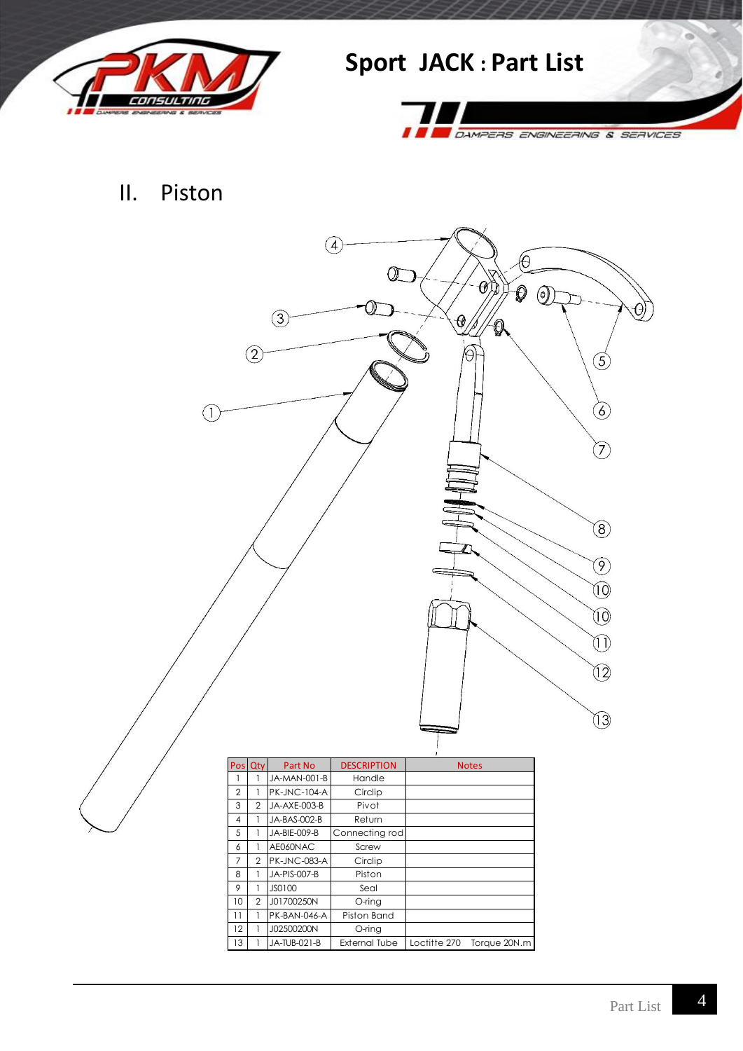# Sport JACK : Part List

## II. Piston

| Pos | Qty | Part No | DESCRIPTION | Notes |
|---|---|---|---|---|
| 1 | 1 | JA-MAN-001-B | Handle | |
| 2 | 1 | PK-JNC-104-A | Circlip | |
| 3 | 2 | JA-AXE-003-B | Pivot | |
| 4 | 1 | JA-BAS-002-B | Return | |
| 5 | 1 | JA-BIE-009-B | Connecting rod | |
| 6 | 1 | AE060NAC | Screw | |
| 7 | 2 | PK-JNC-083-A | Circlip | |
| 8 | 1 | JA-PIS-007-B | Piston | |
| 9 | 1 | JS0100 | Seal | |
| 10 | 2 | J01700250N | O-ring | |
| 11 | 1 | PK-BAN-046-A | Piston Band | |
| 12 | 1 | J02500200N | O-ring | |
| 13 | 1 | JA-TUB-021-B | External Tube | Loctitte 270 Torque 20N.m |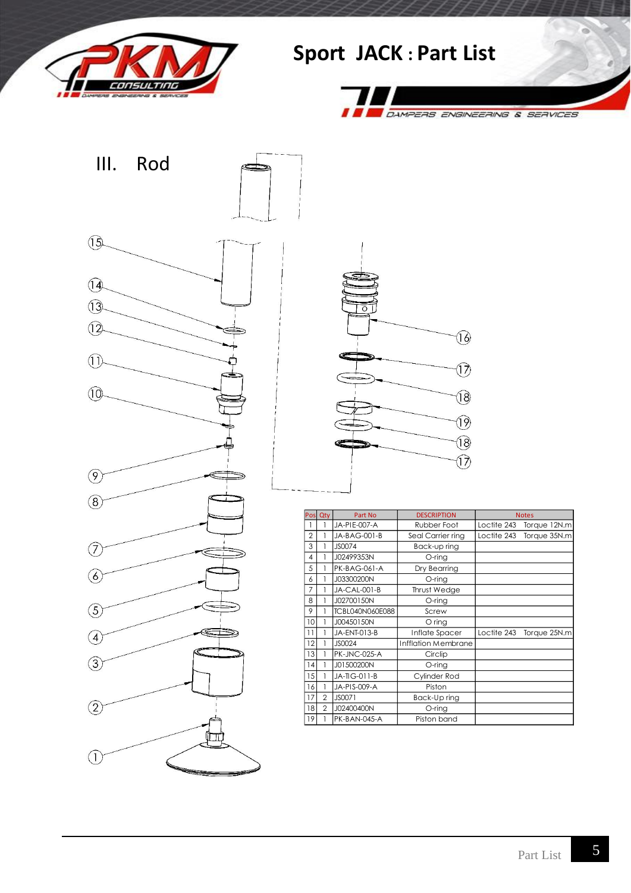# Sport JACK : Part List

## III. Rod

| Pos | Qty | Part No | DESCRIPTION | Notes | |
|---|---|---|---|---|---|
| 1 | 1 | JA-PIE-007-A | Rubber Foot | Loctite 243 | Torque 12N.m |
| 2 | 1 | JA-BAG-001-B | Seal Carrier ring | Loctite 243 | Torque 35N.m |
| 3 | 1 | JS0074 | Back-up ring | | |
| 4 | 1 | J02499353N | O-ring | | |
| 5 | 1 | PK-BAG-061-A | Dry Bearing | | |
| 6 | 1 | J03300200N | O-ring | | |
| 7 | 1 | JA-CAL-001-B | Thrust Wedge | | |
| 8 | 1 | J02700150N | O-ring | | |
| 9 | 1 | TCBL040N060E088 | Screw | | |
| 10 | 1 | J00450150N | O ring | | |
| 11 | 1 | JA-ENT-013-B | Inflate Spacer | Loctite 243 | Torque 25N.m |
| 12 | 1 | JS0024 | Infflation Membrane | | |
| 13 | 1 | PK-JNC-025-A | Circlip | | |
| 14 | 1 | J01500200N | O-ring | | |
| 15 | 1 | JA-TIG-011-B | Cylinder Rod | | |
| 16 | 1 | JA-PIS-009-A | Piston | | |
| 17 | 2 | JS0071 | Back-Up ring | | |
| 18 | 2 | J02400400N | O-ring | | |
| 19 | 1 | PK-BAN-045-A | Piston band | | |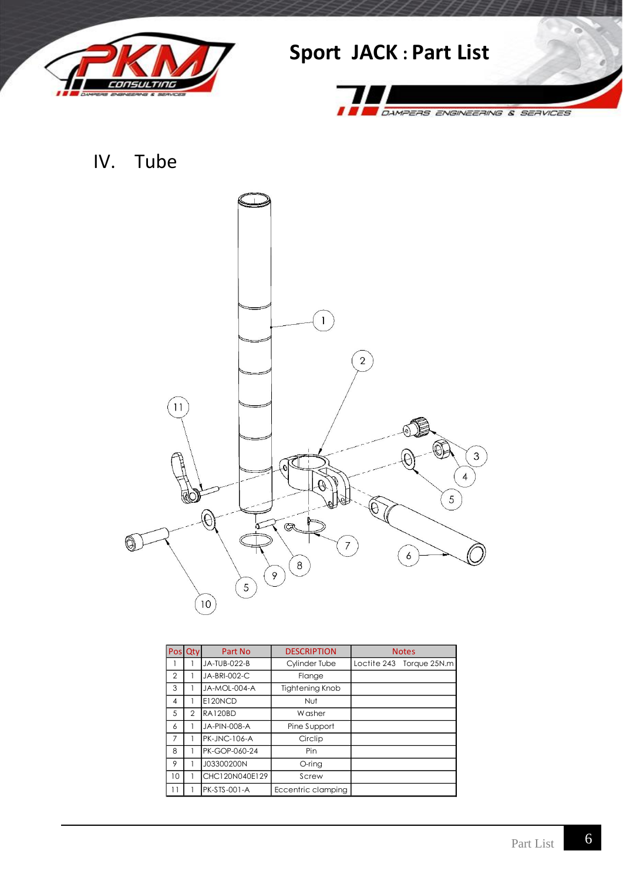# Sport JACK : Part List

## IV. Tube

| Pos | Qty | Part No | DESCRIPTION | Notes |
|---|---|---|---|---|
| 1 | 1 | JA-TUB-022-B | Cylinder Tube | Loctite 243 Torque 25N.m |
| 2 | 1 | JA-BRI-002-C | Flange | |
| 3 | 1 | JA-MOL-004-A | Tightening Knob | |
| 4 | 1 | E120NCD | Nut | |
| 5 | 2 | RA120BD | Washer | |
| 6 | 1 | JA-PIN-008-A | Pine Support | |
| 7 | 1 | PK-JNC-106-A | Circlip | |
| 8 | 1 | PK-GOP-060-24 | Pin | |
| 9 | 1 | J03300200N | O-ring | |
| 10 | 1 | CHC120N040E129 | Screw | |
| 11 | 1 | PK-STS-001-A | Eccentric clamping | |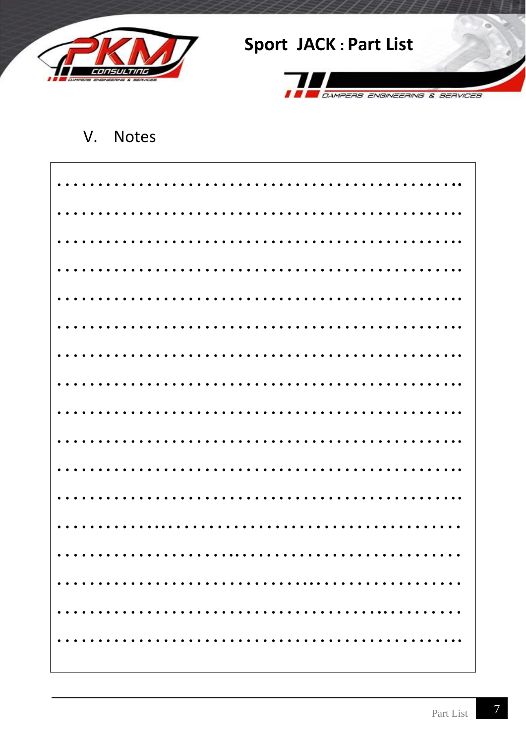## V. Notes

| |
|---|
| ............................................................ |
| ............................................................ |
| ............................................................ |
| ............................................................ |
| ............................................................ |
| ............................................................ |
| ............................................................ |
| ............................................................ |
| ............................................................ |
| ............................................................ |
| ............................................................ |
| ............................................................ |
| ............................................................ |
| ............................................................ |
| ............................................................ |
| ............................................................ |
| ............................................................ |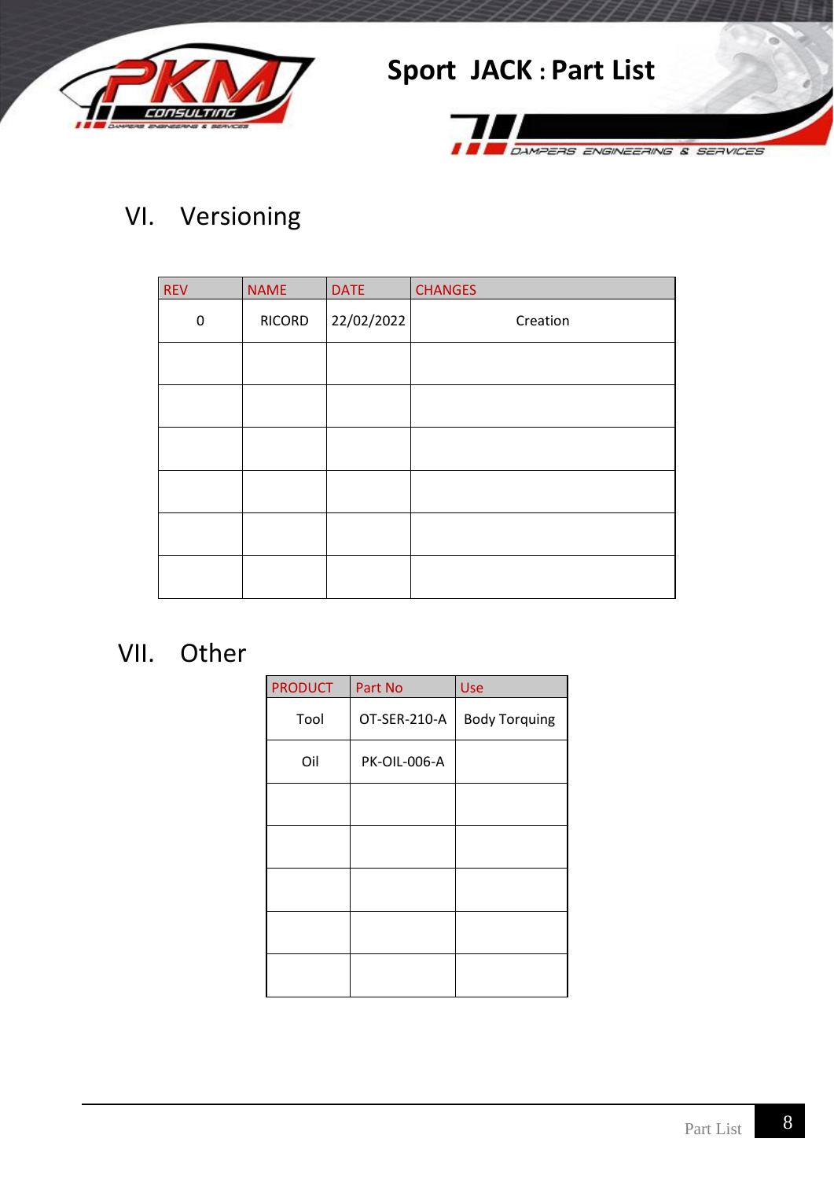## VI. Versioning

| REV | NAME | DATE | CHANGES |
|---|---|---|---|
| 0 | RICORD | 22/02/2022 | Creation |
| | | | |
| | | | |
| | | | |
| | | | |
| | | | |
| | | | |

## VII. Other

| PRODUCT | Part No | Use |
|---|---|---|
| Tool | OT-SER-210-A | Body Torquing |
| Oil | PK-OIL-006-A | |
| | | |
| | | |
| | | |
| | | |
| | | |